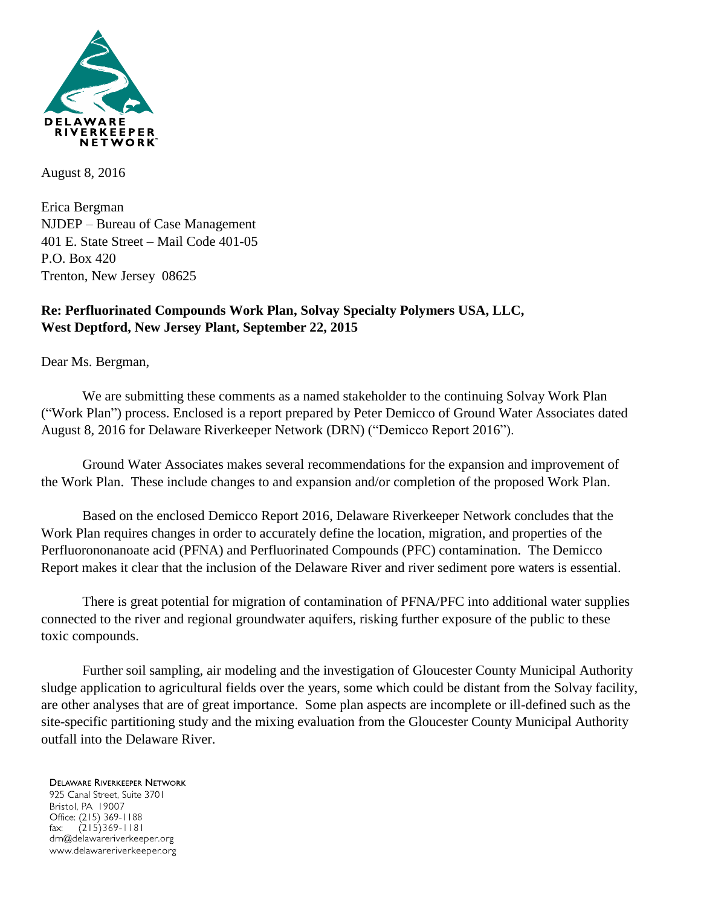DELAWARE RIVERKEEPER NETWORK

August 8, 2016

Erica Bergman
NJDEP – Bureau of Case Management
401 E. State Street – Mail Code 401-05
P.O. Box 420
Trenton, New Jersey 08625

**Re: Perfluorinated Compounds Work Plan, Solvay Specialty Polymers USA, LLC, West Deptford, New Jersey Plant, September 22, 2015**

Dear Ms. Bergman,

We are submitting these comments as a named stakeholder to the continuing Solvay Work Plan ("Work Plan") process. Enclosed is a report prepared by Peter Demicco of Ground Water Associates dated August 8, 2016 for Delaware Riverkeeper Network (DRN) ("Demicco Report 2016").

Ground Water Associates makes several recommendations for the expansion and improvement of the Work Plan. These include changes to and expansion and/or completion of the proposed Work Plan.

Based on the enclosed Demicco Report 2016, Delaware Riverkeeper Network concludes that the Work Plan requires changes in order to accurately define the location, migration, and properties of the Perfluorononanoate acid (PFNA) and Perfluorinated Compounds (PFC) contamination. The Demicco Report makes it clear that the inclusion of the Delaware River and river sediment pore waters is essential.

There is great potential for migration of contamination of PFNA/PFC into additional water supplies connected to the river and regional groundwater aquifers, risking further exposure of the public to these toxic compounds.

Further soil sampling, air modeling and the investigation of Gloucester County Municipal Authority sludge application to agricultural fields over the years, some which could be distant from the Solvay facility, are other analyses that are of great importance. Some plan aspects are incomplete or ill-defined such as the site-specific partitioning study and the mixing evaluation from the Gloucester County Municipal Authority outfall into the Delaware River.

DELAWARE RIVERKEEPER NETWORK
925 Canal Street, Suite 3701
Bristol, PA 19007
Office: (215) 369-1188
fax: (215)369-1181
drn@delawareriverkeeper.org
www.delawareriverkeeper.org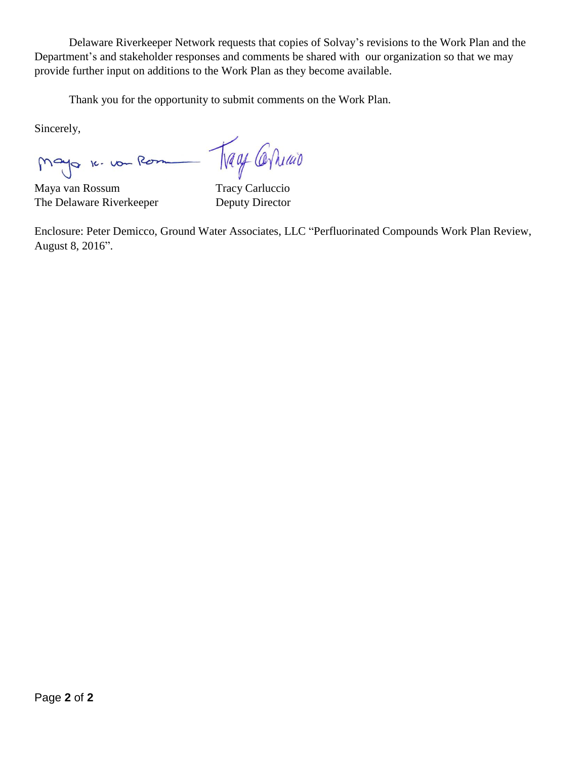Delaware Riverkeeper Network requests that copies of Solvay's revisions to the Work Plan and the Department's and stakeholder responses and comments be shared with our organization so that we may provide further input on additions to the Work Plan as they become available.

Thank you for the opportunity to submit comments on the Work Plan.

Sincerely,

| | |
|---|---|
| Maya van Rossum | Tracy Carluccio |
| The Delaware Riverkeeper | Deputy Director |

Enclosure: Peter Demicco, Ground Water Associates, LLC "Perfluorinated Compounds Work Plan Review, August 8, 2016".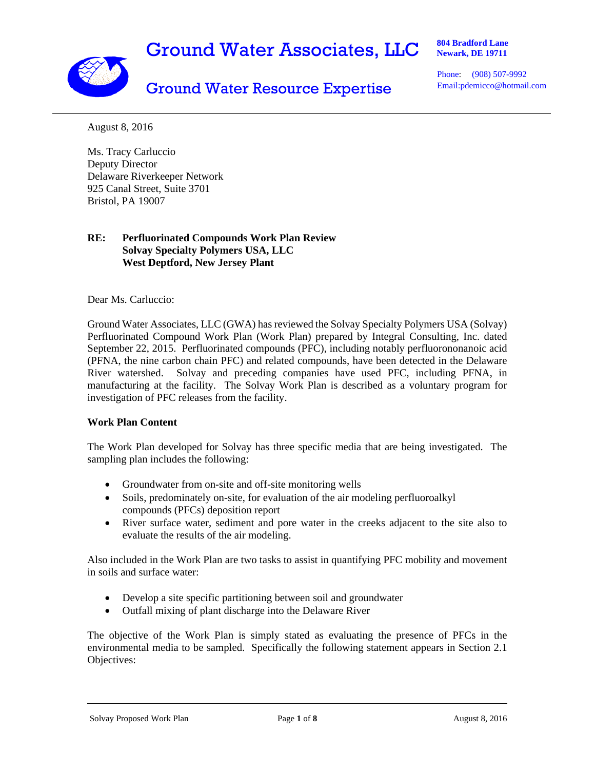# Ground Water Associates, LLC

## Ground Water Resource Expertise

**804 Bradford Lane**
**Newark, DE 19711**

Phone: (908) 507-9992
Email:pdemicco@hotmail.com

---

August 8, 2016

Ms. Tracy Carluccio
Deputy Director
Delaware Riverkeeper Network
925 Canal Street, Suite 3701
Bristol, PA 19007

**RE: Perfluorinated Compounds Work Plan Review**
**Solvay Specialty Polymers USA, LLC**
**West Deptford, New Jersey Plant**

Dear Ms. Carluccio:

Ground Water Associates, LLC (GWA) has reviewed the Solvay Specialty Polymers USA (Solvay) Perfluorinated Compound Work Plan (Work Plan) prepared by Integral Consulting, Inc. dated September 22, 2015. Perfluorinated compounds (PFC), including notably perfluorononanoic acid (PFNA, the nine carbon chain PFC) and related compounds, have been detected in the Delaware River watershed. Solvay and preceding companies have used PFC, including PFNA, in manufacturing at the facility. The Solvay Work Plan is described as a voluntary program for investigation of PFC releases from the facility.

**Work Plan Content**

The Work Plan developed for Solvay has three specific media that are being investigated. The sampling plan includes the following:

- Groundwater from on-site and off-site monitoring wells
- Soils, predominately on-site, for evaluation of the air modeling perfluoroalkyl compounds (PFCs) deposition report
- River surface water, sediment and pore water in the creeks adjacent to the site also to evaluate the results of the air modeling.

Also included in the Work Plan are two tasks to assist in quantifying PFC mobility and movement in soils and surface water:

- Develop a site specific partitioning between soil and groundwater
- Outfall mixing of plant discharge into the Delaware River

The objective of the Work Plan is simply stated as evaluating the presence of PFCs in the environmental media to be sampled. Specifically the following statement appears in Section 2.1 Objectives: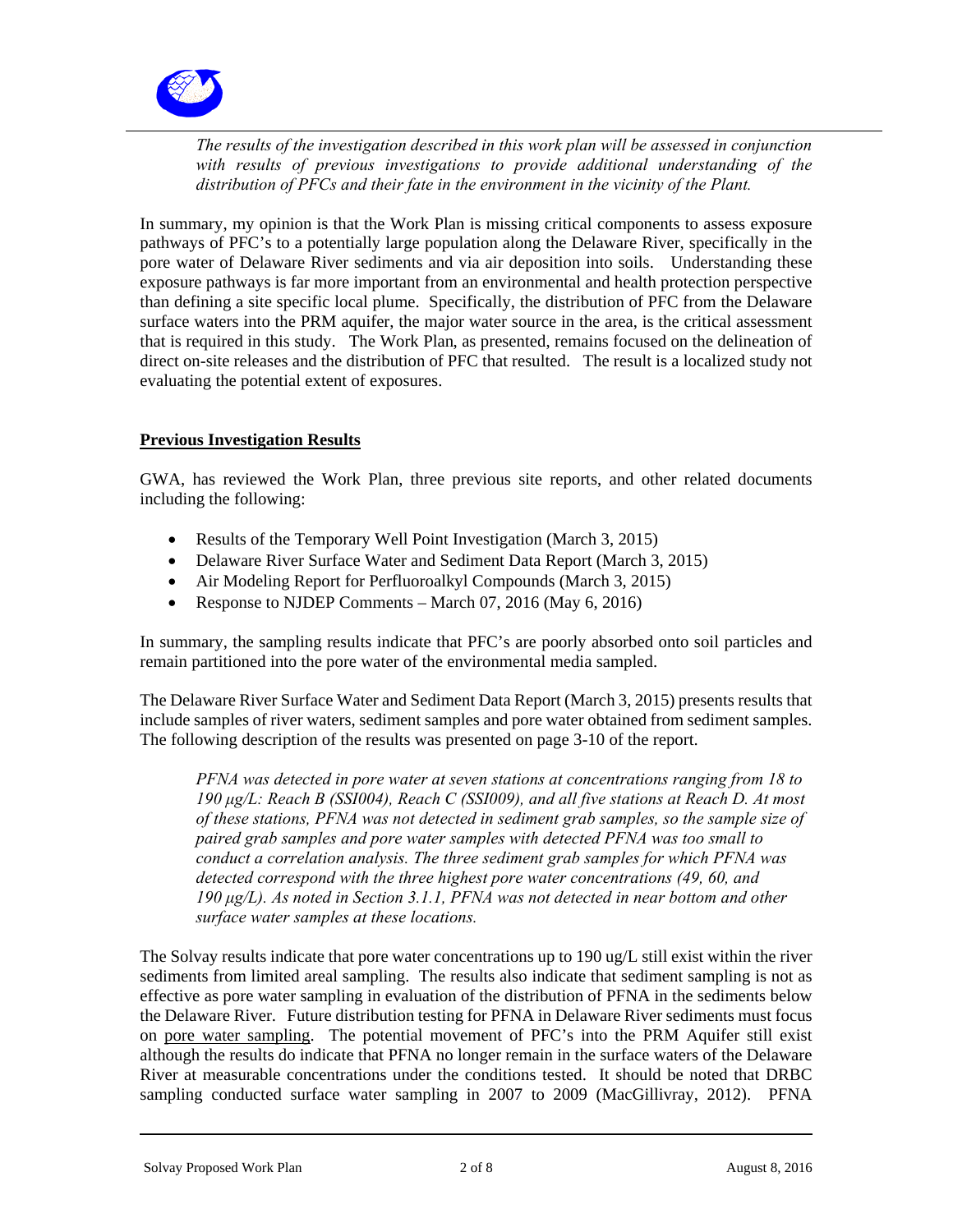*The results of the investigation described in this work plan will be assessed in conjunction with results of previous investigations to provide additional understanding of the distribution of PFCs and their fate in the environment in the vicinity of the Plant.*

In summary, my opinion is that the Work Plan is missing critical components to assess exposure pathways of PFC's to a potentially large population along the Delaware River, specifically in the pore water of Delaware River sediments and via air deposition into soils. Understanding these exposure pathways is far more important from an environmental and health protection perspective than defining a site specific local plume. Specifically, the distribution of PFC from the Delaware surface waters into the PRM aquifer, the major water source in the area, is the critical assessment that is required in this study. The Work Plan, as presented, remains focused on the delineation of direct on-site releases and the distribution of PFC that resulted. The result is a localized study not evaluating the potential extent of exposures.

## Previous Investigation Results

GWA, has reviewed the Work Plan, three previous site reports, and other related documents including the following:

- Results of the Temporary Well Point Investigation (March 3, 2015)
- Delaware River Surface Water and Sediment Data Report (March 3, 2015)
- Air Modeling Report for Perfluoroalkyl Compounds (March 3, 2015)
- Response to NJDEP Comments – March 07, 2016 (May 6, 2016)

In summary, the sampling results indicate that PFC's are poorly absorbed onto soil particles and remain partitioned into the pore water of the environmental media sampled.

The Delaware River Surface Water and Sediment Data Report (March 3, 2015) presents results that include samples of river waters, sediment samples and pore water obtained from sediment samples. The following description of the results was presented on page 3-10 of the report.

> *PFNA was detected in pore water at seven stations at concentrations ranging from 18 to 190 μg/L: Reach B (SSI004), Reach C (SSI009), and all five stations at Reach D. At most of these stations, PFNA was not detected in sediment grab samples, so the sample size of paired grab samples and pore water samples with detected PFNA was too small to conduct a correlation analysis. The three sediment grab samples for which PFNA was detected correspond with the three highest pore water concentrations (49, 60, and 190 μg/L). As noted in Section 3.1.1, PFNA was not detected in near bottom and other surface water samples at these locations.*

The Solvay results indicate that pore water concentrations up to 190 ug/L still exist within the river sediments from limited areal sampling. The results also indicate that sediment sampling is not as effective as pore water sampling in evaluation of the distribution of PFNA in the sediments below the Delaware River. Future distribution testing for PFNA in Delaware River sediments must focus on <u>pore water sampling</u>. The potential movement of PFC's into the PRM Aquifer still exist although the results do indicate that PFNA no longer remain in the surface waters of the Delaware River at measurable concentrations under the conditions tested. It should be noted that DRBC sampling conducted surface water sampling in 2007 to 2009 (MacGillivray, 2012). PFNA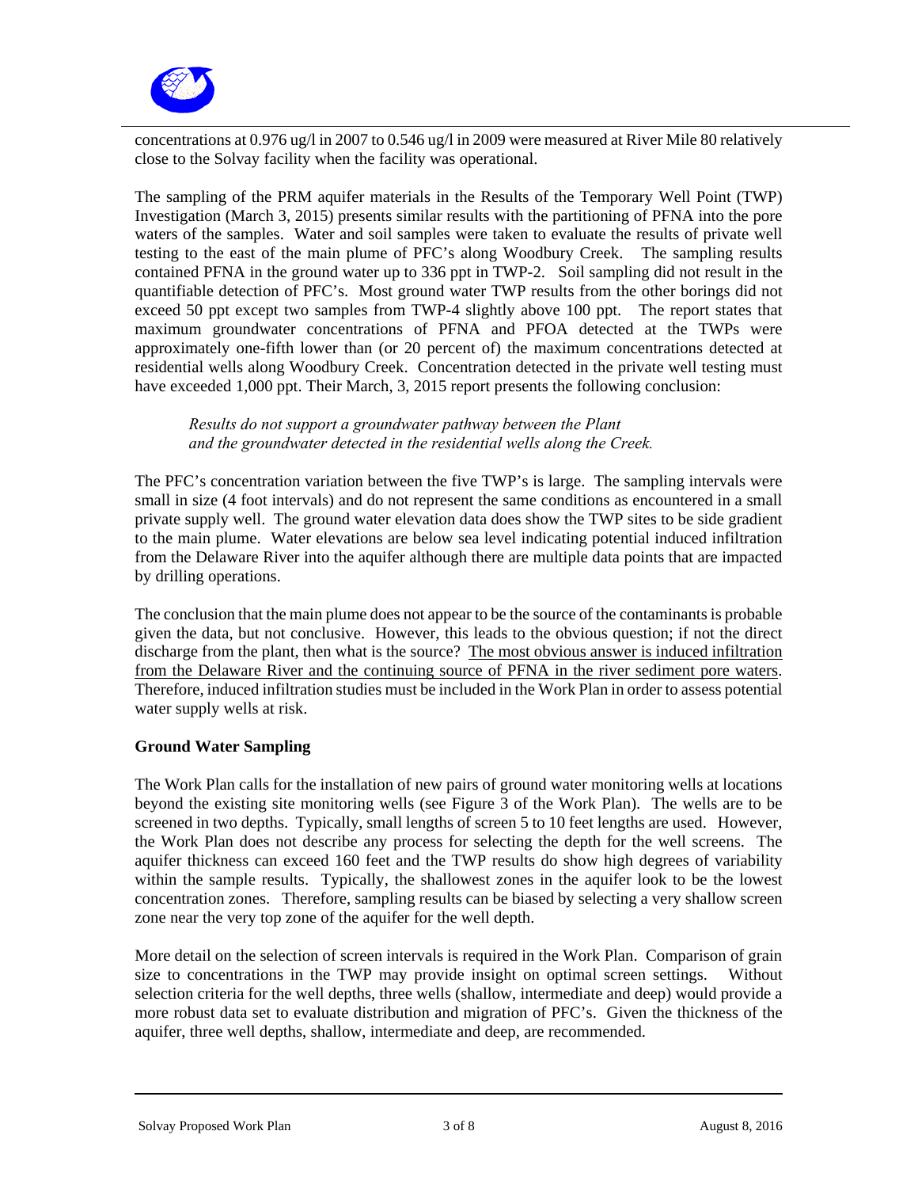concentrations at 0.976 ug/l in 2007 to 0.546 ug/l in 2009 were measured at River Mile 80 relatively close to the Solvay facility when the facility was operational.

The sampling of the PRM aquifer materials in the Results of the Temporary Well Point (TWP) Investigation (March 3, 2015) presents similar results with the partitioning of PFNA into the pore waters of the samples. Water and soil samples were taken to evaluate the results of private well testing to the east of the main plume of PFC's along Woodbury Creek. The sampling results contained PFNA in the ground water up to 336 ppt in TWP-2. Soil sampling did not result in the quantifiable detection of PFC's. Most ground water TWP results from the other borings did not exceed 50 ppt except two samples from TWP-4 slightly above 100 ppt. The report states that maximum groundwater concentrations of PFNA and PFOA detected at the TWPs were approximately one-fifth lower than (or 20 percent of) the maximum concentrations detected at residential wells along Woodbury Creek. Concentration detected in the private well testing must have exceeded 1,000 ppt. Their March, 3, 2015 report presents the following conclusion:

> *Results do not support a groundwater pathway between the Plant and the groundwater detected in the residential wells along the Creek.*

The PFC's concentration variation between the five TWP's is large. The sampling intervals were small in size (4 foot intervals) and do not represent the same conditions as encountered in a small private supply well. The ground water elevation data does show the TWP sites to be side gradient to the main plume. Water elevations are below sea level indicating potential induced infiltration from the Delaware River into the aquifer although there are multiple data points that are impacted by drilling operations.

The conclusion that the main plume does not appear to be the source of the contaminants is probable given the data, but not conclusive. However, this leads to the obvious question; if not the direct discharge from the plant, then what is the source? <u>The most obvious answer is induced infiltration from the Delaware River and the continuing source of PFNA in the river sediment pore waters</u>. Therefore, induced infiltration studies must be included in the Work Plan in order to assess potential water supply wells at risk.

**Ground Water Sampling**

The Work Plan calls for the installation of new pairs of ground water monitoring wells at locations beyond the existing site monitoring wells (see Figure 3 of the Work Plan). The wells are to be screened in two depths. Typically, small lengths of screen 5 to 10 feet lengths are used. However, the Work Plan does not describe any process for selecting the depth for the well screens. The aquifer thickness can exceed 160 feet and the TWP results do show high degrees of variability within the sample results. Typically, the shallowest zones in the aquifer look to be the lowest concentration zones. Therefore, sampling results can be biased by selecting a very shallow screen zone near the very top zone of the aquifer for the well depth.

More detail on the selection of screen intervals is required in the Work Plan. Comparison of grain size to concentrations in the TWP may provide insight on optimal screen settings. Without selection criteria for the well depths, three wells (shallow, intermediate and deep) would provide a more robust data set to evaluate distribution and migration of PFC's. Given the thickness of the aquifer, three well depths, shallow, intermediate and deep, are recommended.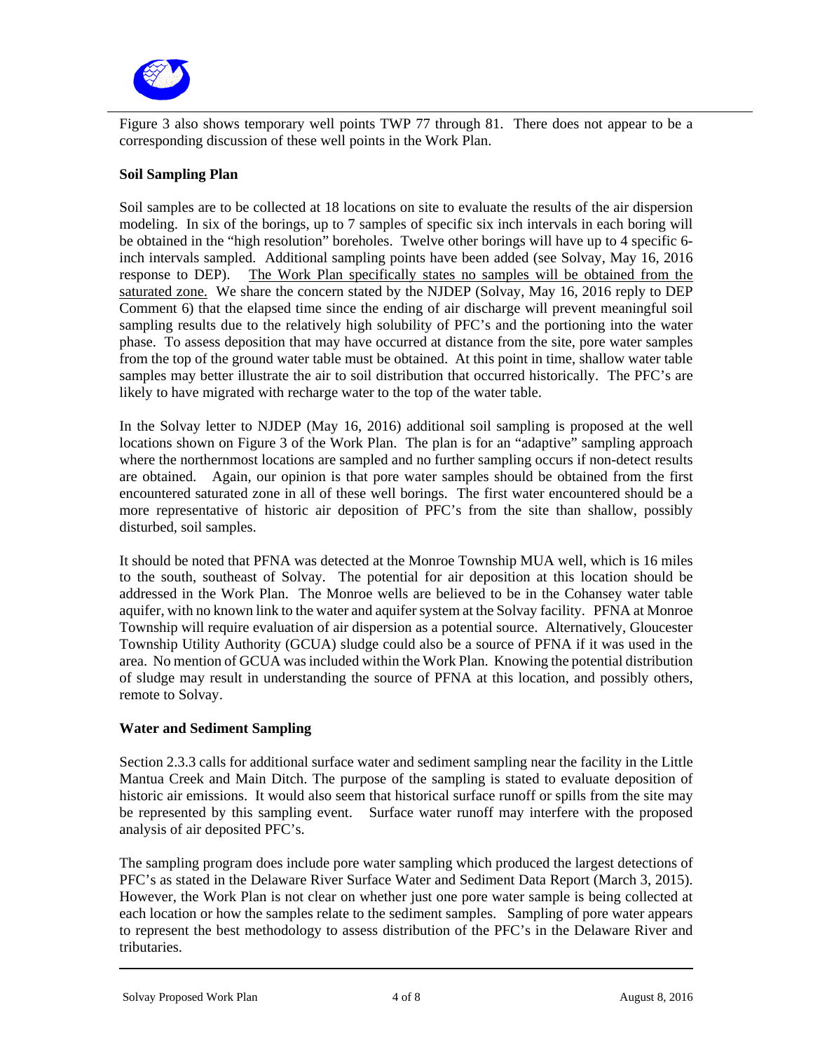Figure 3 also shows temporary well points TWP 77 through 81. There does not appear to be a corresponding discussion of these well points in the Work Plan.

**Soil Sampling Plan**

Soil samples are to be collected at 18 locations on site to evaluate the results of the air dispersion modeling. In six of the borings, up to 7 samples of specific six inch intervals in each boring will be obtained in the "high resolution" boreholes. Twelve other borings will have up to 4 specific 6-inch intervals sampled. Additional sampling points have been added (see Solvay, May 16, 2016 response to DEP). <u>The Work Plan specifically states no samples will be obtained from the saturated zone.</u> We share the concern stated by the NJDEP (Solvay, May 16, 2016 reply to DEP Comment 6) that the elapsed time since the ending of air discharge will prevent meaningful soil sampling results due to the relatively high solubility of PFC's and the portioning into the water phase. To assess deposition that may have occurred at distance from the site, pore water samples from the top of the ground water table must be obtained. At this point in time, shallow water table samples may better illustrate the air to soil distribution that occurred historically. The PFC's are likely to have migrated with recharge water to the top of the water table.

In the Solvay letter to NJDEP (May 16, 2016) additional soil sampling is proposed at the well locations shown on Figure 3 of the Work Plan. The plan is for an "adaptive" sampling approach where the northernmost locations are sampled and no further sampling occurs if non-detect results are obtained. Again, our opinion is that pore water samples should be obtained from the first encountered saturated zone in all of these well borings. The first water encountered should be a more representative of historic air deposition of PFC's from the site than shallow, possibly disturbed, soil samples.

It should be noted that PFNA was detected at the Monroe Township MUA well, which is 16 miles to the south, southeast of Solvay. The potential for air deposition at this location should be addressed in the Work Plan. The Monroe wells are believed to be in the Cohansey water table aquifer, with no known link to the water and aquifer system at the Solvay facility. PFNA at Monroe Township will require evaluation of air dispersion as a potential source. Alternatively, Gloucester Township Utility Authority (GCUA) sludge could also be a source of PFNA if it was used in the area. No mention of GCUA was included within the Work Plan. Knowing the potential distribution of sludge may result in understanding the source of PFNA at this location, and possibly others, remote to Solvay.

**Water and Sediment Sampling**

Section 2.3.3 calls for additional surface water and sediment sampling near the facility in the Little Mantua Creek and Main Ditch. The purpose of the sampling is stated to evaluate deposition of historic air emissions. It would also seem that historical surface runoff or spills from the site may be represented by this sampling event. Surface water runoff may interfere with the proposed analysis of air deposited PFC's.

The sampling program does include pore water sampling which produced the largest detections of PFC's as stated in the Delaware River Surface Water and Sediment Data Report (March 3, 2015). However, the Work Plan is not clear on whether just one pore water sample is being collected at each location or how the samples relate to the sediment samples. Sampling of pore water appears to represent the best methodology to assess distribution of the PFC's in the Delaware River and tributaries.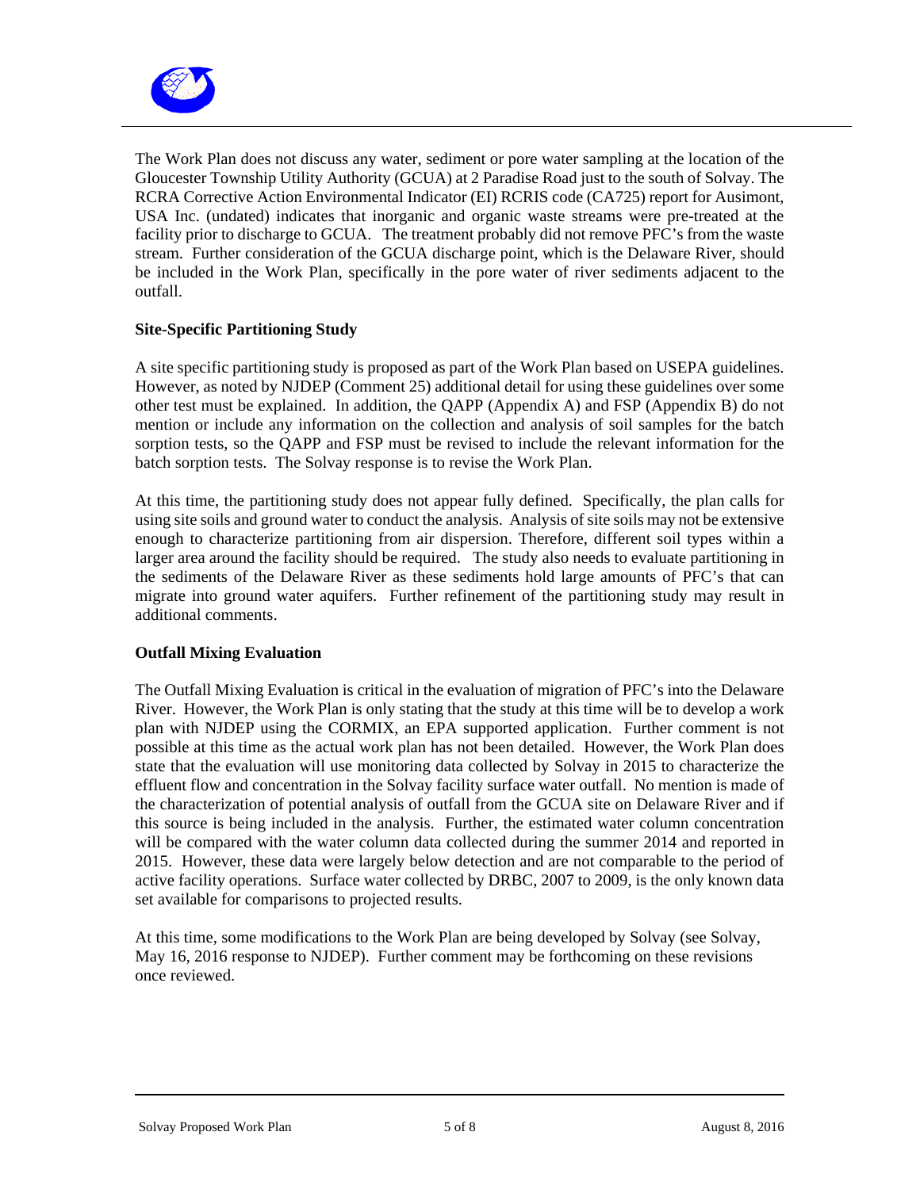The Work Plan does not discuss any water, sediment or pore water sampling at the location of the Gloucester Township Utility Authority (GCUA) at 2 Paradise Road just to the south of Solvay. The RCRA Corrective Action Environmental Indicator (EI) RCRIS code (CA725) report for Ausimont, USA Inc. (undated) indicates that inorganic and organic waste streams were pre-treated at the facility prior to discharge to GCUA. The treatment probably did not remove PFC's from the waste stream. Further consideration of the GCUA discharge point, which is the Delaware River, should be included in the Work Plan, specifically in the pore water of river sediments adjacent to the outfall.

**Site-Specific Partitioning Study**

A site specific partitioning study is proposed as part of the Work Plan based on USEPA guidelines. However, as noted by NJDEP (Comment 25) additional detail for using these guidelines over some other test must be explained. In addition, the QAPP (Appendix A) and FSP (Appendix B) do not mention or include any information on the collection and analysis of soil samples for the batch sorption tests, so the QAPP and FSP must be revised to include the relevant information for the batch sorption tests. The Solvay response is to revise the Work Plan.

At this time, the partitioning study does not appear fully defined. Specifically, the plan calls for using site soils and ground water to conduct the analysis. Analysis of site soils may not be extensive enough to characterize partitioning from air dispersion. Therefore, different soil types within a larger area around the facility should be required. The study also needs to evaluate partitioning in the sediments of the Delaware River as these sediments hold large amounts of PFC's that can migrate into ground water aquifers. Further refinement of the partitioning study may result in additional comments.

**Outfall Mixing Evaluation**

The Outfall Mixing Evaluation is critical in the evaluation of migration of PFC's into the Delaware River. However, the Work Plan is only stating that the study at this time will be to develop a work plan with NJDEP using the CORMIX, an EPA supported application. Further comment is not possible at this time as the actual work plan has not been detailed. However, the Work Plan does state that the evaluation will use monitoring data collected by Solvay in 2015 to characterize the effluent flow and concentration in the Solvay facility surface water outfall. No mention is made of the characterization of potential analysis of outfall from the GCUA site on Delaware River and if this source is being included in the analysis. Further, the estimated water column concentration will be compared with the water column data collected during the summer 2014 and reported in 2015. However, these data were largely below detection and are not comparable to the period of active facility operations. Surface water collected by DRBC, 2007 to 2009, is the only known data set available for comparisons to projected results.

At this time, some modifications to the Work Plan are being developed by Solvay (see Solvay, May 16, 2016 response to NJDEP). Further comment may be forthcoming on these revisions once reviewed.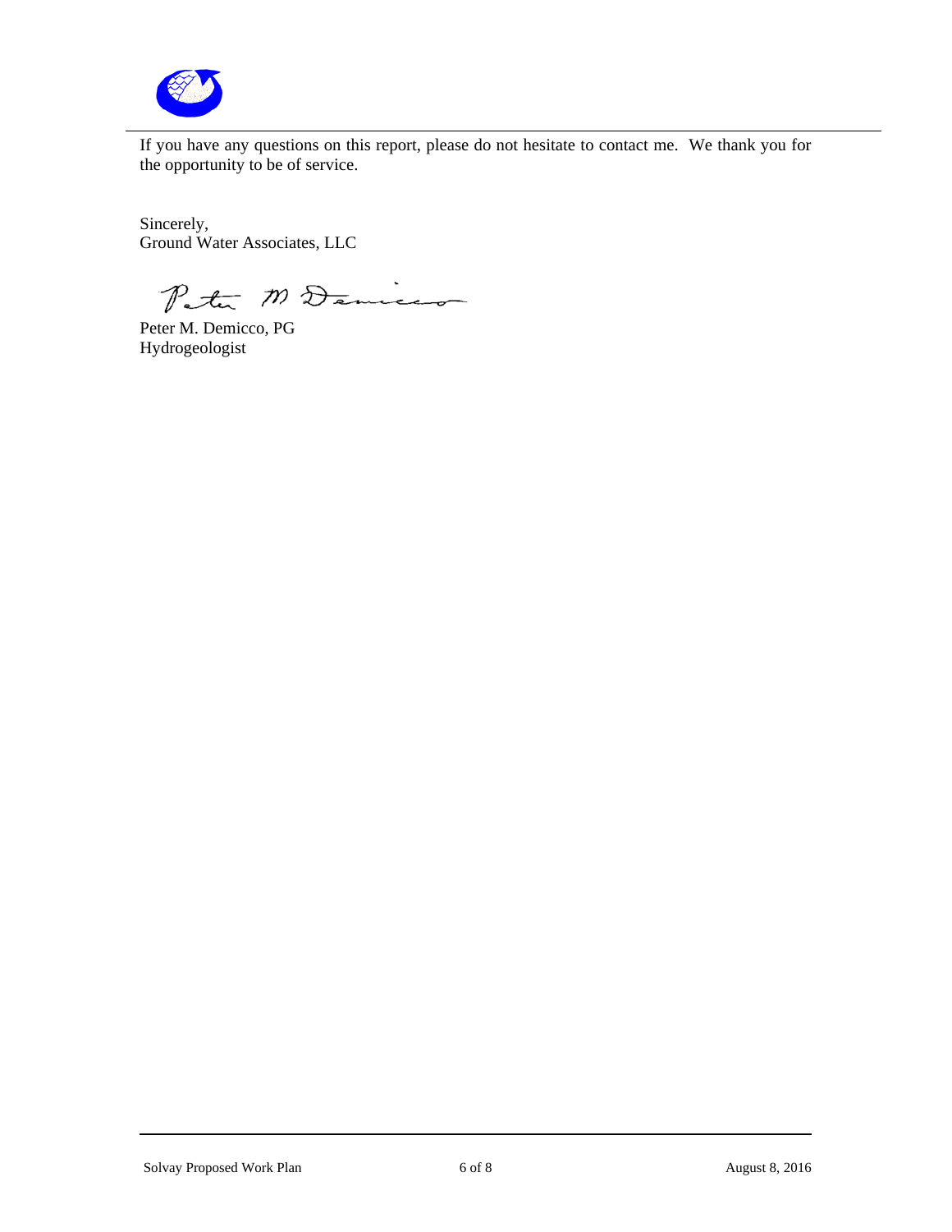If you have any questions on this report, please do not hesitate to contact me. We thank you for the opportunity to be of service.

Sincerely,
Ground Water Associates, LLC

Peter M. Demicco, PG
Hydrogeologist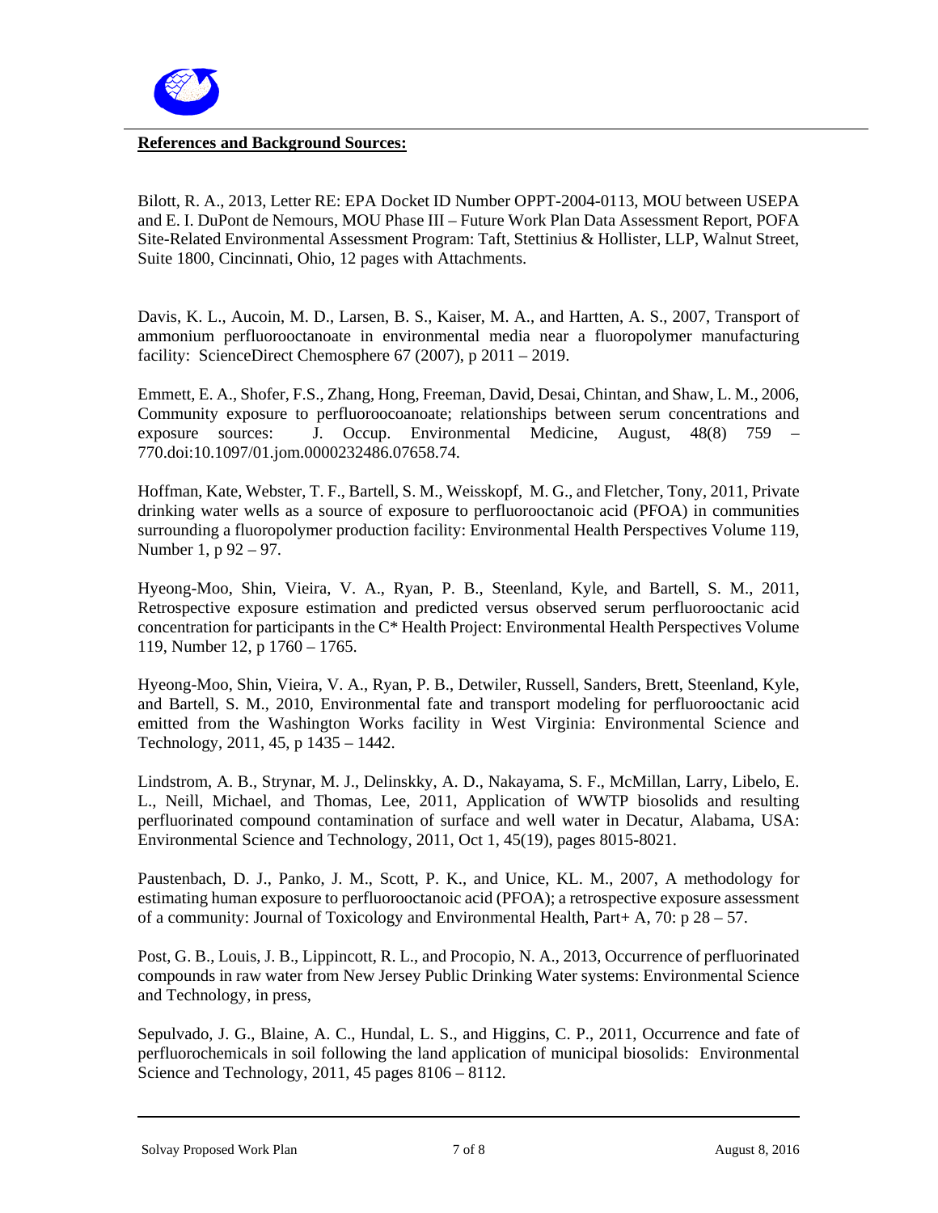**References and Background Sources:**

Bilott, R. A., 2013, Letter RE: EPA Docket ID Number OPPT-2004-0113, MOU between USEPA and E. I. DuPont de Nemours, MOU Phase III – Future Work Plan Data Assessment Report, POFA Site-Related Environmental Assessment Program: Taft, Stettinius & Hollister, LLP, Walnut Street, Suite 1800, Cincinnati, Ohio, 12 pages with Attachments.

Davis, K. L., Aucoin, M. D., Larsen, B. S., Kaiser, M. A., and Hartten, A. S., 2007, Transport of ammonium perfluorooctanoate in environmental media near a fluoropolymer manufacturing facility: ScienceDirect Chemosphere 67 (2007), p 2011 – 2019.

Emmett, E. A., Shofer, F.S., Zhang, Hong, Freeman, David, Desai, Chintan, and Shaw, L. M., 2006, Community exposure to perfluoroocoanoate; relationships between serum concentrations and exposure sources: J. Occup. Environmental Medicine, August, 48(8) 759 – 770.doi:10.1097/01.jom.0000232486.07658.74.

Hoffman, Kate, Webster, T. F., Bartell, S. M., Weisskopf, M. G., and Fletcher, Tony, 2011, Private drinking water wells as a source of exposure to perfluorooctanoic acid (PFOA) in communities surrounding a fluoropolymer production facility: Environmental Health Perspectives Volume 119, Number 1, p 92 – 97.

Hyeong-Moo, Shin, Vieira, V. A., Ryan, P. B., Steenland, Kyle, and Bartell, S. M., 2011, Retrospective exposure estimation and predicted versus observed serum perfluorooctanic acid concentration for participants in the C* Health Project: Environmental Health Perspectives Volume 119, Number 12, p 1760 – 1765.

Hyeong-Moo, Shin, Vieira, V. A., Ryan, P. B., Detwiler, Russell, Sanders, Brett, Steenland, Kyle, and Bartell, S. M., 2010, Environmental fate and transport modeling for perfluorooctanic acid emitted from the Washington Works facility in West Virginia: Environmental Science and Technology, 2011, 45, p 1435 – 1442.

Lindstrom, A. B., Strynar, M. J., Delinskky, A. D., Nakayama, S. F., McMillan, Larry, Libelo, E. L., Neill, Michael, and Thomas, Lee, 2011, Application of WWTP biosolids and resulting perfluorinated compound contamination of surface and well water in Decatur, Alabama, USA: Environmental Science and Technology, 2011, Oct 1, 45(19), pages 8015-8021.

Paustenbach, D. J., Panko, J. M., Scott, P. K., and Unice, KL. M., 2007, A methodology for estimating human exposure to perfluorooctanoic acid (PFOA); a retrospective exposure assessment of a community: Journal of Toxicology and Environmental Health, Part+ A, 70: p 28 – 57.

Post, G. B., Louis, J. B., Lippincott, R. L., and Procopio, N. A., 2013, Occurrence of perfluorinated compounds in raw water from New Jersey Public Drinking Water systems: Environmental Science and Technology, in press,

Sepulvado, J. G., Blaine, A. C., Hundal, L. S., and Higgins, C. P., 2011, Occurrence and fate of perfluorochemicals in soil following the land application of municipal biosolids: Environmental Science and Technology, 2011, 45 pages 8106 – 8112.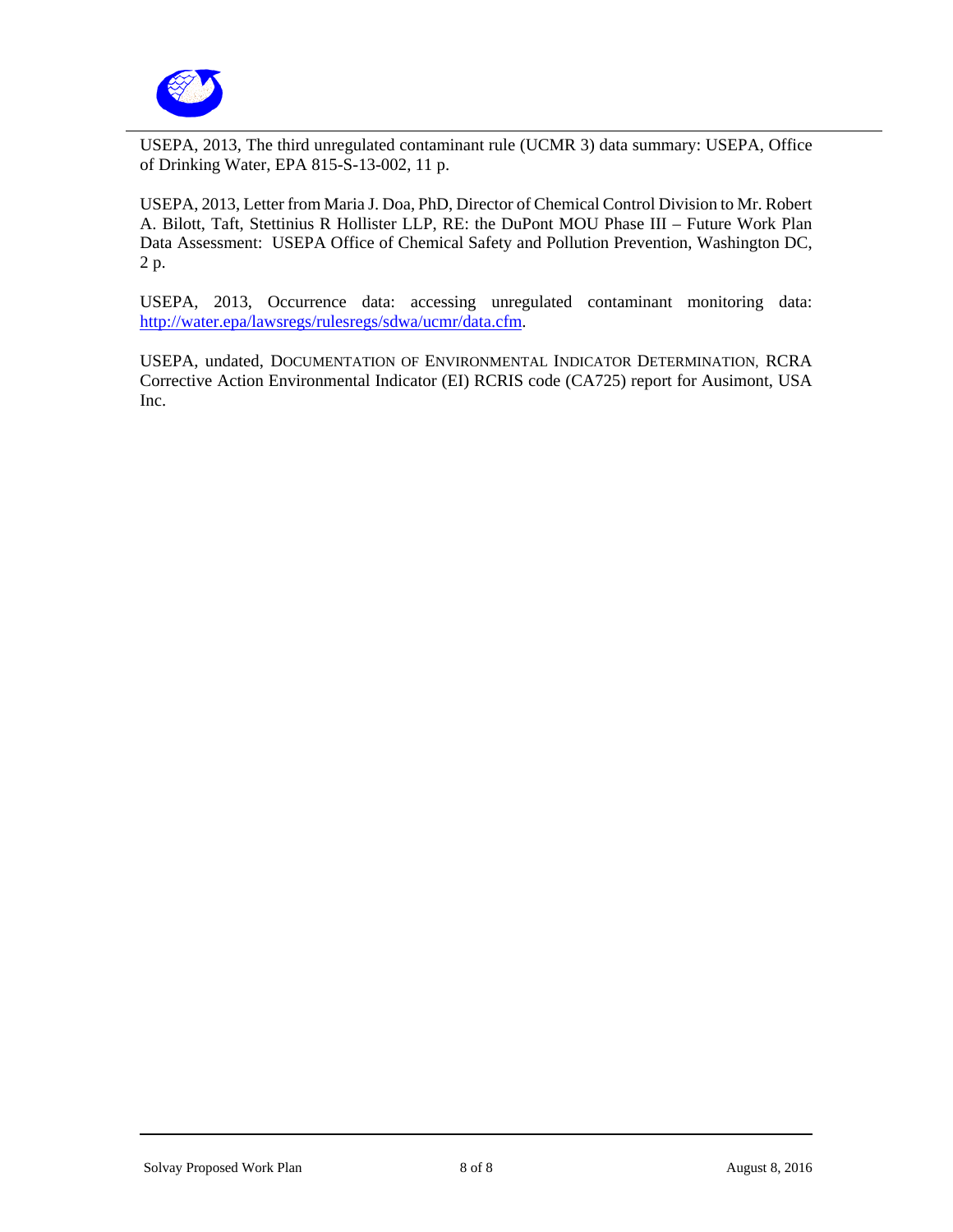USEPA, 2013, The third unregulated contaminant rule (UCMR 3) data summary: USEPA, Office of Drinking Water, EPA 815-S-13-002, 11 p.

USEPA, 2013, Letter from Maria J. Doa, PhD, Director of Chemical Control Division to Mr. Robert A. Bilott, Taft, Stettinius R Hollister LLP, RE: the DuPont MOU Phase III – Future Work Plan Data Assessment: USEPA Office of Chemical Safety and Pollution Prevention, Washington DC, 2 p.

USEPA, 2013, Occurrence data: accessing unregulated contaminant monitoring data: http://water.epa/lawsregs/rulesregs/sdwa/ucmr/data.cfm.

USEPA, undated, Documentation of Environmental Indicator Determination, RCRA Corrective Action Environmental Indicator (EI) RCRIS code (CA725) report for Ausimont, USA Inc.